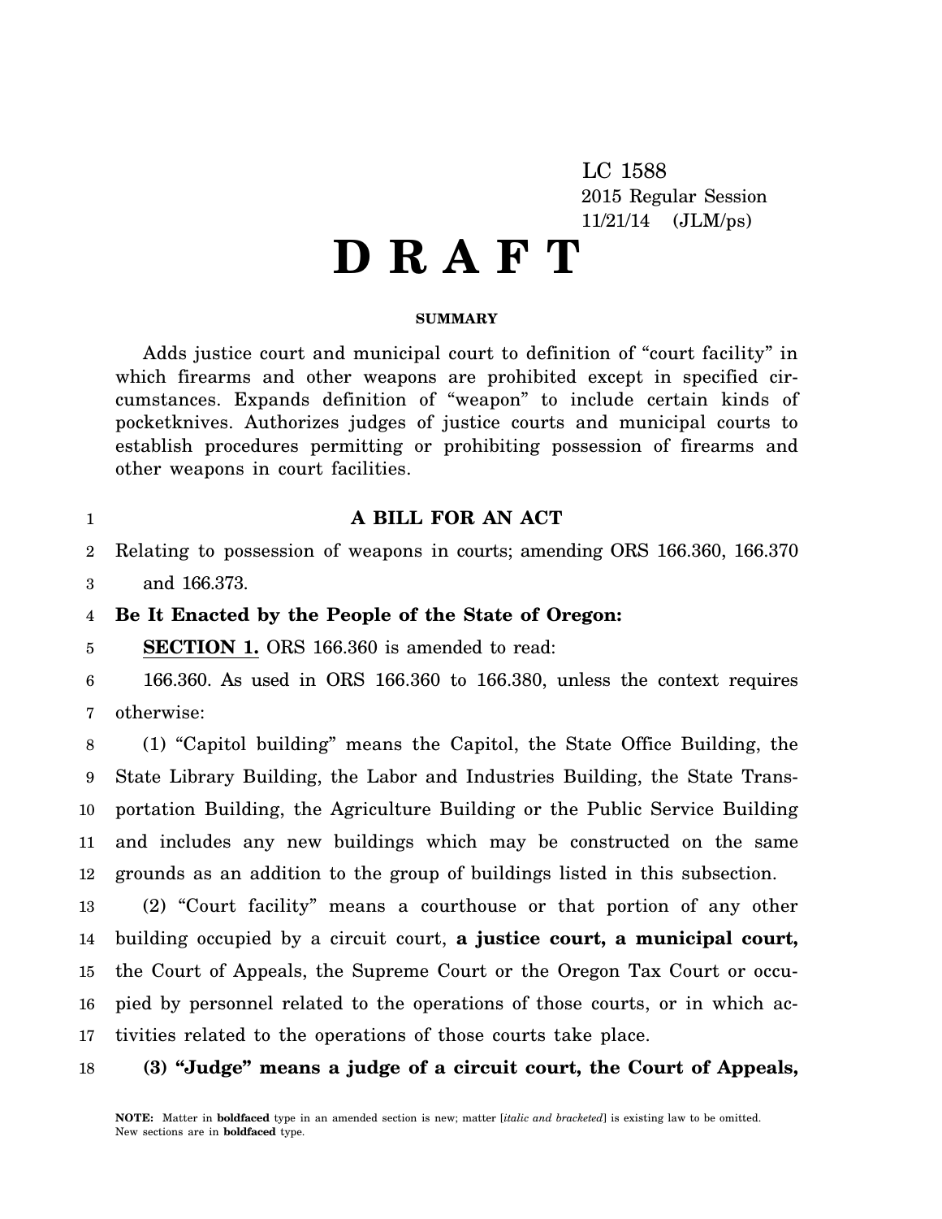LC 1588
2015 Regular Session
11/21/14 (JLM/ps)

# D R A F T

**SUMMARY**

Adds justice court and municipal court to definition of "court facility" in which firearms and other weapons are prohibited except in specified circumstances. Expands definition of "weapon" to include certain kinds of pocketknives. Authorizes judges of justice courts and municipal courts to establish procedures permitting or prohibiting possession of firearms and other weapons in court facilities.

**A BILL FOR AN ACT**

Relating to possession of weapons in courts; amending ORS 166.360, 166.370 and 166.373.

**Be It Enacted by the People of the State of Oregon:**

**SECTION 1.** ORS 166.360 is amended to read:

166.360. As used in ORS 166.360 to 166.380, unless the context requires otherwise:

(1) "Capitol building" means the Capitol, the State Office Building, the State Library Building, the Labor and Industries Building, the State Transportation Building, the Agriculture Building or the Public Service Building and includes any new buildings which may be constructed on the same grounds as an addition to the group of buildings listed in this subsection.

(2) "Court facility" means a courthouse or that portion of any other building occupied by a circuit court, **a justice court, a municipal court,** the Court of Appeals, the Supreme Court or the Oregon Tax Court or occupied by personnel related to the operations of those courts, or in which activities related to the operations of those courts take place.

**(3) "Judge" means a judge of a circuit court, the Court of Appeals,**

**NOTE:** Matter in **boldfaced** type in an amended section is new; matter [*italic and bracketed*] is existing law to be omitted. New sections are in **boldfaced** type.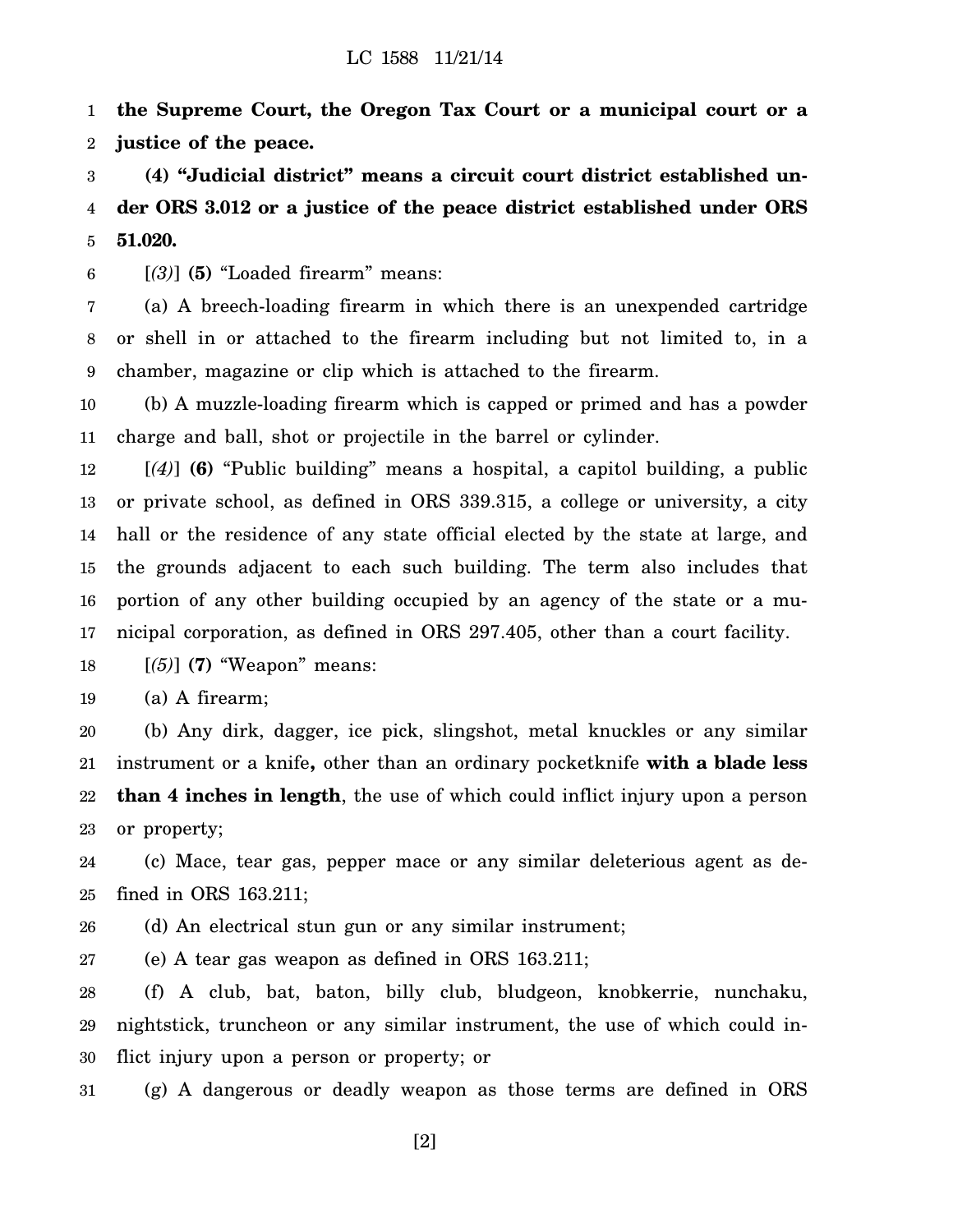**the Supreme Court, the Oregon Tax Court or a municipal court or a justice of the peace.**

**(4) "Judicial district" means a circuit court district established under ORS 3.012 or a justice of the peace district established under ORS 51.020.**

[*(3)*] **(5)** "Loaded firearm" means:

(a) A breech-loading firearm in which there is an unexpended cartridge or shell in or attached to the firearm including but not limited to, in a chamber, magazine or clip which is attached to the firearm.

(b) A muzzle-loading firearm which is capped or primed and has a powder charge and ball, shot or projectile in the barrel or cylinder.

[*(4)*] **(6)** "Public building" means a hospital, a capitol building, a public or private school, as defined in ORS 339.315, a college or university, a city hall or the residence of any state official elected by the state at large, and the grounds adjacent to each such building. The term also includes that portion of any other building occupied by an agency of the state or a municipal corporation, as defined in ORS 297.405, other than a court facility.

[*(5)*] **(7)** "Weapon" means:

(a) A firearm;

(b) Any dirk, dagger, ice pick, slingshot, metal knuckles or any similar instrument or a knife**,** other than an ordinary pocketknife **with a blade less than 4 inches in length**, the use of which could inflict injury upon a person or property;

(c) Mace, tear gas, pepper mace or any similar deleterious agent as defined in ORS 163.211;

(d) An electrical stun gun or any similar instrument;

(e) A tear gas weapon as defined in ORS 163.211;

(f) A club, bat, baton, billy club, bludgeon, knobkerrie, nunchaku, nightstick, truncheon or any similar instrument, the use of which could inflict injury upon a person or property; or

(g) A dangerous or deadly weapon as those terms are defined in ORS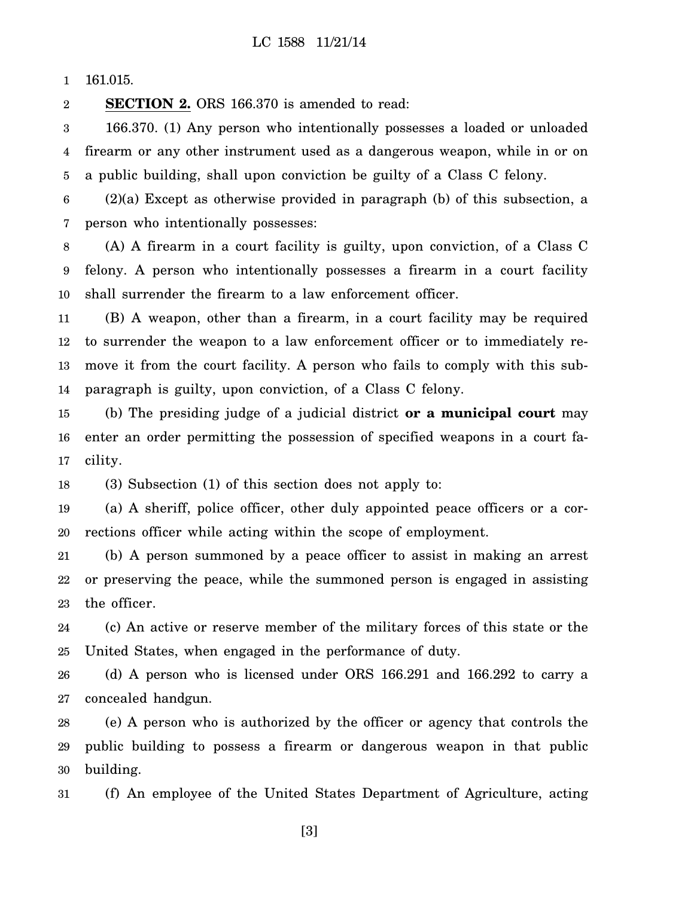161.015.

**SECTION 2.** ORS 166.370 is amended to read:

166.370. (1) Any person who intentionally possesses a loaded or unloaded firearm or any other instrument used as a dangerous weapon, while in or on a public building, shall upon conviction be guilty of a Class C felony.

(2)(a) Except as otherwise provided in paragraph (b) of this subsection, a person who intentionally possesses:

(A) A firearm in a court facility is guilty, upon conviction, of a Class C felony. A person who intentionally possesses a firearm in a court facility shall surrender the firearm to a law enforcement officer.

(B) A weapon, other than a firearm, in a court facility may be required to surrender the weapon to a law enforcement officer or to immediately remove it from the court facility. A person who fails to comply with this subparagraph is guilty, upon conviction, of a Class C felony.

(b) The presiding judge of a judicial district **or a municipal court** may enter an order permitting the possession of specified weapons in a court facility.

(3) Subsection (1) of this section does not apply to:

(a) A sheriff, police officer, other duly appointed peace officers or a corrections officer while acting within the scope of employment.

(b) A person summoned by a peace officer to assist in making an arrest or preserving the peace, while the summoned person is engaged in assisting the officer.

(c) An active or reserve member of the military forces of this state or the United States, when engaged in the performance of duty.

(d) A person who is licensed under ORS 166.291 and 166.292 to carry a concealed handgun.

(e) A person who is authorized by the officer or agency that controls the public building to possess a firearm or dangerous weapon in that public building.

(f) An employee of the United States Department of Agriculture, acting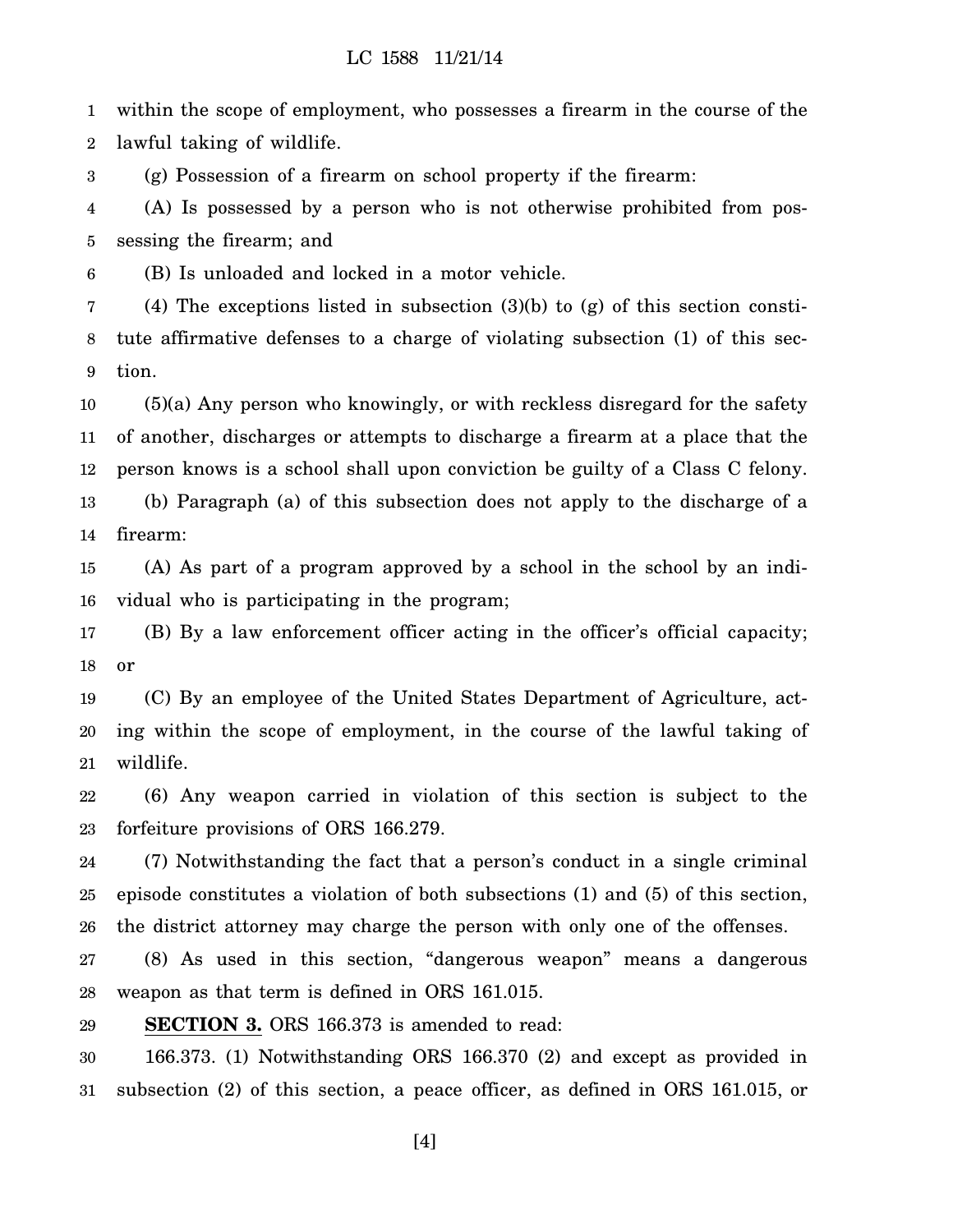within the scope of employment, who possesses a firearm in the course of the lawful taking of wildlife.

(g) Possession of a firearm on school property if the firearm:

(A) Is possessed by a person who is not otherwise prohibited from possessing the firearm; and

(B) Is unloaded and locked in a motor vehicle.

(4) The exceptions listed in subsection (3)(b) to (g) of this section constitute affirmative defenses to a charge of violating subsection (1) of this section.

(5)(a) Any person who knowingly, or with reckless disregard for the safety of another, discharges or attempts to discharge a firearm at a place that the person knows is a school shall upon conviction be guilty of a Class C felony.

(b) Paragraph (a) of this subsection does not apply to the discharge of a firearm:

(A) As part of a program approved by a school in the school by an individual who is participating in the program;

(B) By a law enforcement officer acting in the officer's official capacity; or

(C) By an employee of the United States Department of Agriculture, acting within the scope of employment, in the course of the lawful taking of wildlife.

(6) Any weapon carried in violation of this section is subject to the forfeiture provisions of ORS 166.279.

(7) Notwithstanding the fact that a person's conduct in a single criminal episode constitutes a violation of both subsections (1) and (5) of this section, the district attorney may charge the person with only one of the offenses.

(8) As used in this section, "dangerous weapon" means a dangerous weapon as that term is defined in ORS 161.015.

**SECTION 3.** ORS 166.373 is amended to read:

166.373. (1) Notwithstanding ORS 166.370 (2) and except as provided in subsection (2) of this section, a peace officer, as defined in ORS 161.015, or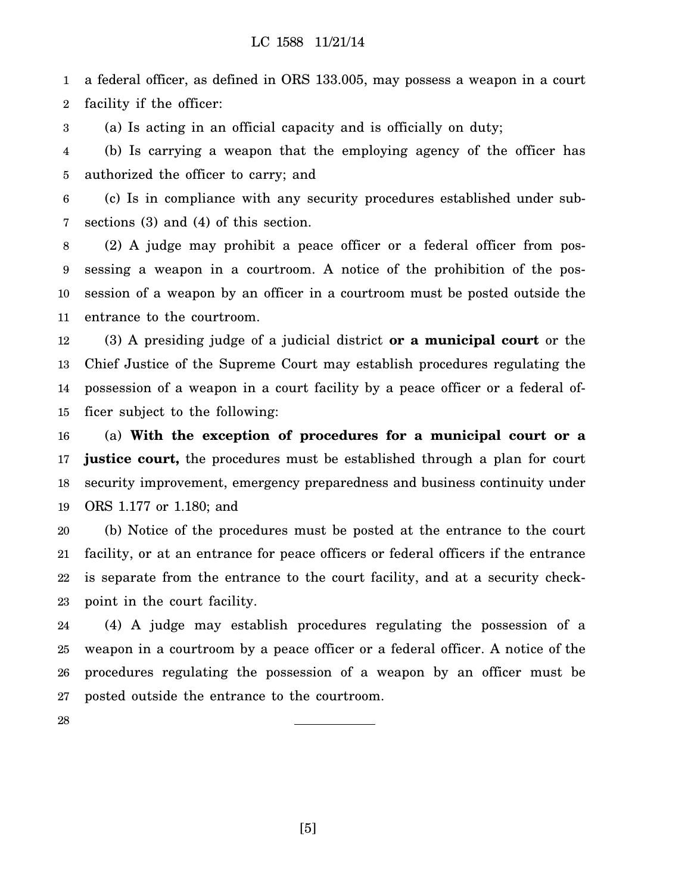a federal officer, as defined in ORS 133.005, may possess a weapon in a court facility if the officer:

(a) Is acting in an official capacity and is officially on duty;

(b) Is carrying a weapon that the employing agency of the officer has authorized the officer to carry; and

(c) Is in compliance with any security procedures established under subsections (3) and (4) of this section.

(2) A judge may prohibit a peace officer or a federal officer from possessing a weapon in a courtroom. A notice of the prohibition of the possession of a weapon by an officer in a courtroom must be posted outside the entrance to the courtroom.

(3) A presiding judge of a judicial district **or a municipal court** or the Chief Justice of the Supreme Court may establish procedures regulating the possession of a weapon in a court facility by a peace officer or a federal officer subject to the following:

(a) **With the exception of procedures for a municipal court or a justice court,** the procedures must be established through a plan for court security improvement, emergency preparedness and business continuity under ORS 1.177 or 1.180; and

(b) Notice of the procedures must be posted at the entrance to the court facility, or at an entrance for peace officers or federal officers if the entrance is separate from the entrance to the court facility, and at a security checkpoint in the court facility.

(4) A judge may establish procedures regulating the possession of a weapon in a courtroom by a peace officer or a federal officer. A notice of the procedures regulating the possession of a weapon by an officer must be posted outside the entrance to the courtroom.

---